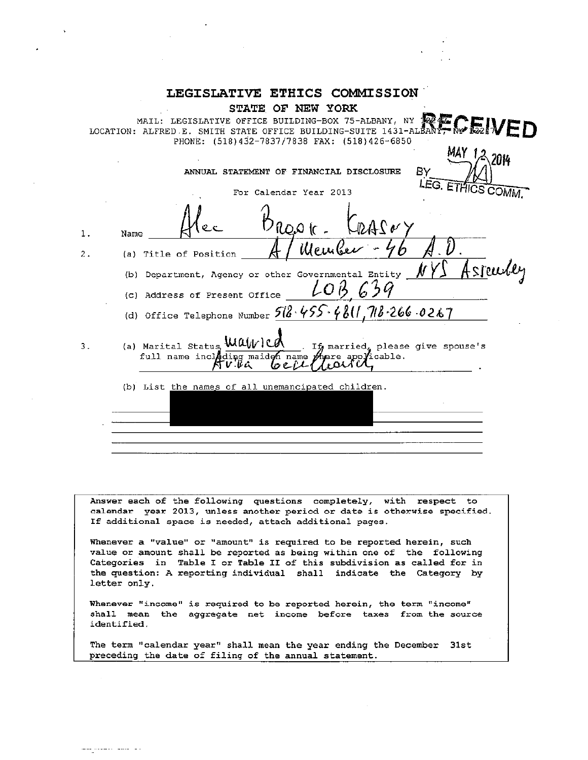# LEGISLATIVE ETHICS COMMISSION

## STATE OF NEW YORK

MAIL: LEGISLATIVE OFFICE BUILDING-BOX 75-ALBANY, NY 12247
LOCATION: ALFRED E. SMITH STATE OFFICE BUILDING-SUITE 1431-ALBANY, NY 12247
PHONE: (518)432-7837/7838 FAX: (518)426-6850

RECEIVED
MAY 12 2014
BY
LEG. ETHICS COMM.

### ANNUAL STATEMENT OF FINANCIAL DISCLOSURE

For Calendar Year 2013

1. Name Alec Brook - Krasny

2. (a) Title of Position A/Member - 46 A.D.

   (b) Department, Agency or other Governmental Entity NYS Assembly

   (c) Address of Present Office LOB 639

   (d) Office Telephone Number 518-455-4811, 718-266-0267

3. (a) Marital Status married. If married, please give spouse's full name including maiden name where applicable.
   Avia Geller Krasny

   (b) List the names of all unemancipated children.

   [REDACTED]

---

Answer each of the following questions completely, with respect to calendar year 2013, unless another period or date is otherwise specified. If additional space is needed, attach additional pages.

Whenever a "value" or "amount" is required to be reported herein, such value or amount shall be reported as being within one of the following Categories in Table I or Table II of this subdivision as called for in the question: A reporting individual shall indicate the Category by letter only.

Whenever "income" is required to be reported herein, the term "income" shall mean the aggregate net income before taxes from the source identified.

The term "calendar year" shall mean the year ending the December 31st preceding the date of filing of the annual statement.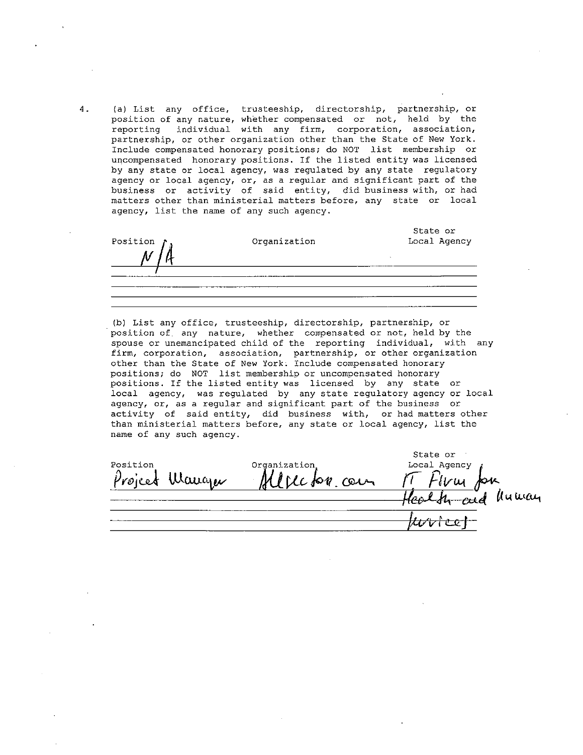4. (a) List any office, trusteeship, directorship, partnership, or position of any nature, whether compensated or not, held by the reporting individual with any firm, corporation, association, partnership, or other organization other than the State of New York. Include compensated honorary positions; do NOT list membership or uncompensated honorary positions. If the listed entity was licensed by any state or local agency, was regulated by any state regulatory agency or local agency, or, as a regular and significant part of the business or activity of said entity, did business with, or had matters other than ministerial matters before, any state or local agency, list the name of any such agency.

| Position | Organization | State or Local Agency |
|---|---|---|
| N/A | | |
| | | |
| | | |
| | | |

(b) List any office, trusteeship, directorship, partnership, or position of any nature, whether compensated or not, held by the spouse or unemancipated child of the reporting individual, with any firm, corporation, association, partnership, or other organization other than the State of New York. Include compensated honorary positions; do NOT list membership or uncompensated honorary positions. If the listed entity was licensed by any state or local agency, was regulated by any state regulatory agency or local agency, or, as a regular and significant part of the business or activity of said entity, did business with, or had matters other than ministerial matters before, any state or local agency, list the name of any such agency.

| Position | Organization | State or Local Agency |
|---|---|---|
| Project Manager | Allsector.com | IT Firm for Health and Human Services |
| | | |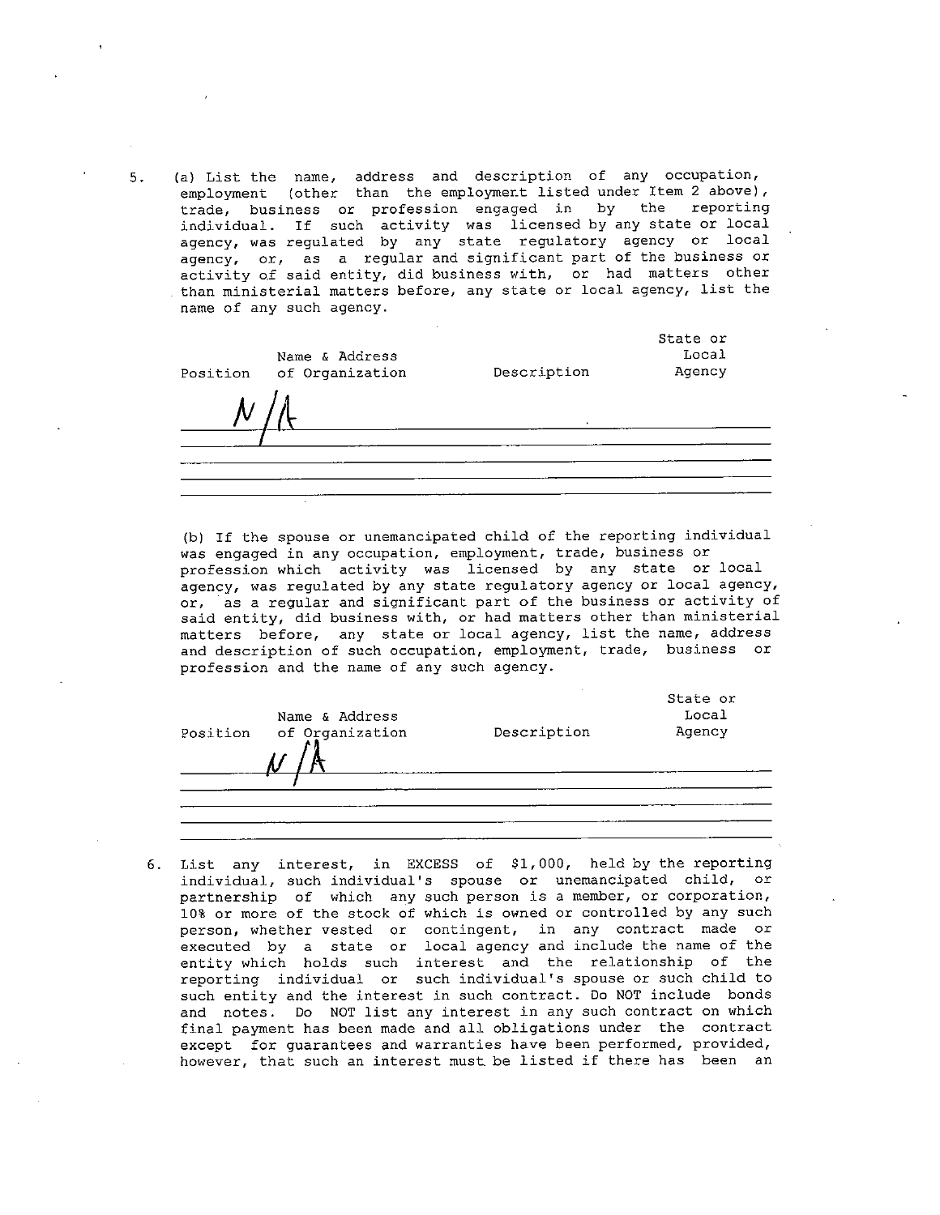5. (a) List the name, address and description of any occupation, employment (other than the employment listed under Item 2 above), trade, business or profession engaged in by the reporting individual. If such activity was licensed by any state or local agency, was regulated by any state regulatory agency or local agency, or, as a regular and significant part of the business or activity of said entity, did business with, or had matters other than ministerial matters before, any state or local agency, list the name of any such agency.

| Position | Name & Address of Organization | Description | State or Local Agency |
|---|---|---|---|
| N/A | | | |

(b) If the spouse or unemancipated child of the reporting individual was engaged in any occupation, employment, trade, business or profession which activity was licensed by any state or local agency, was regulated by any state regulatory agency or local agency, or, as a regular and significant part of the business or activity of said entity, did business with, or had matters other than ministerial matters before, any state or local agency, list the name, address and description of such occupation, employment, trade, business or profession and the name of any such agency.

| Position | Name & Address of Organization | Description | State or Local Agency |
|---|---|---|---|
| | N/A | | |

6. List any interest, in EXCESS of $1,000, held by the reporting individual, such individual's spouse or unemancipated child, or partnership of which any such person is a member, or corporation, 10% or more of the stock of which is owned or controlled by any such person, whether vested or contingent, in any contract made or executed by a state or local agency and include the name of the entity which holds such interest and the relationship of the reporting individual or such individual's spouse or such child to such entity and the interest in such contract. Do NOT include bonds and notes. Do NOT list any interest in any such contract on which final payment has been made and all obligations under the contract except for guarantees and warranties have been performed, provided, however, that such an interest must be listed if there has been an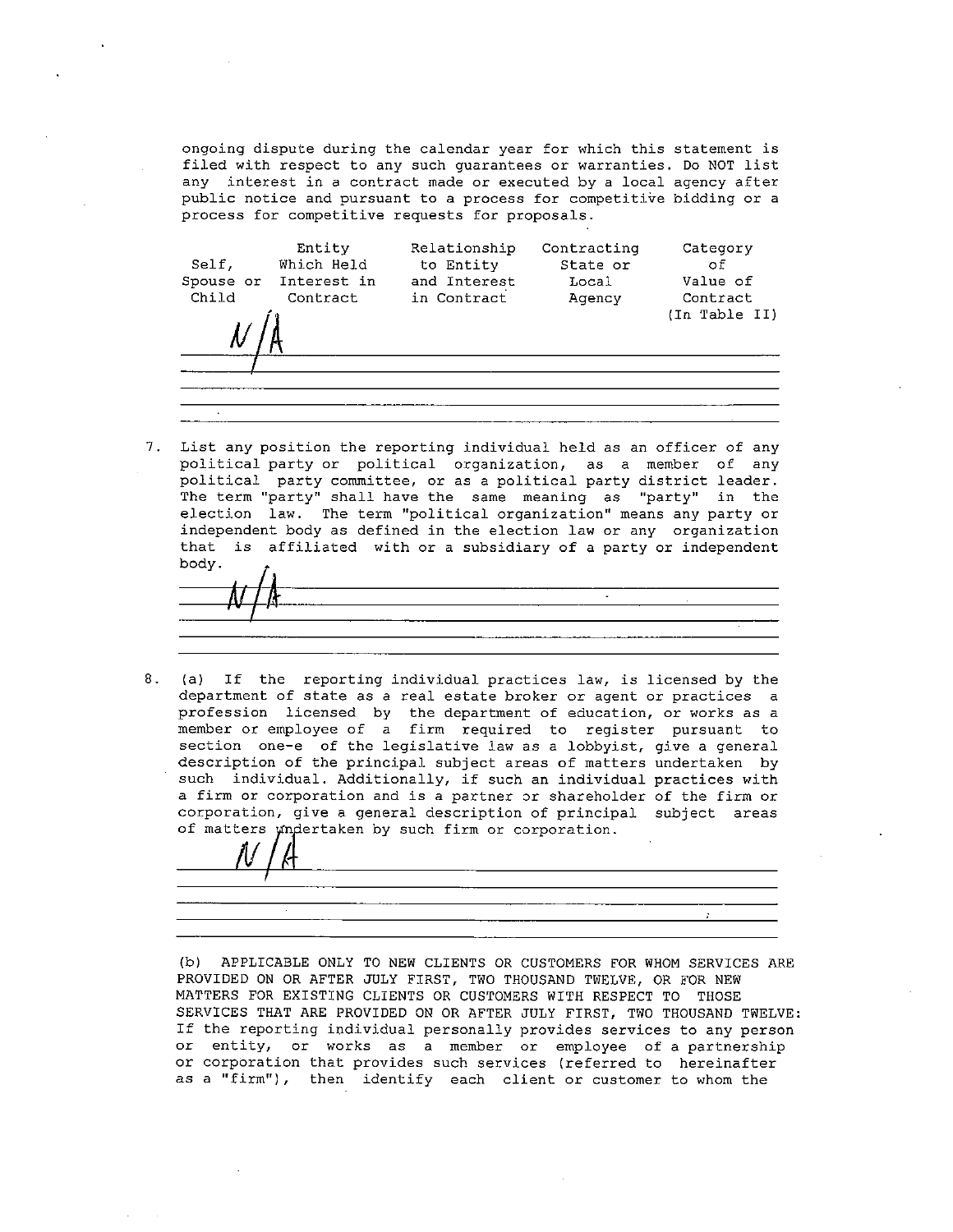ongoing dispute during the calendar year for which this statement is filed with respect to any such guarantees or warranties. Do NOT list any interest in a contract made or executed by a local agency after public notice and pursuant to a process for competitive bidding or a process for competitive requests for proposals.

| Self, Spouse or Child | Entity Which Held Interest in Contract | Relationship to Entity and Interest in Contract | Contracting State or Local Agency | Category of Value of Contract (In Table II) |
|---|---|---|---|---|
| N/A | | | | |

7. List any position the reporting individual held as an officer of any political party or political organization, as a member of any political party committee, or as a political party district leader. The term "party" shall have the same meaning as "party" in the election law. The term "political organization" means any party or independent body as defined in the election law or any organization that is affiliated with or a subsidiary of a party or independent body.

N/A

8. (a) If the reporting individual practices law, is licensed by the department of state as a real estate broker or agent or practices a profession licensed by the department of education, or works as a member or employee of a firm required to register pursuant to section one-e of the legislative law as a lobbyist, give a general description of the principal subject areas of matters undertaken by such individual. Additionally, if such an individual practices with a firm or corporation and is a partner or shareholder of the firm or corporation, give a general description of principal subject areas of matters undertaken by such firm or corporation.

N/A

(b) APPLICABLE ONLY TO NEW CLIENTS OR CUSTOMERS FOR WHOM SERVICES ARE PROVIDED ON OR AFTER JULY FIRST, TWO THOUSAND TWELVE, OR FOR NEW MATTERS FOR EXISTING CLIENTS OR CUSTOMERS WITH RESPECT TO THOSE SERVICES THAT ARE PROVIDED ON OR AFTER JULY FIRST, TWO THOUSAND TWELVE: If the reporting individual personally provides services to any person or entity, or works as a member or employee of a partnership or corporation that provides such services (referred to hereinafter as a "firm"), then identify each client or customer to whom the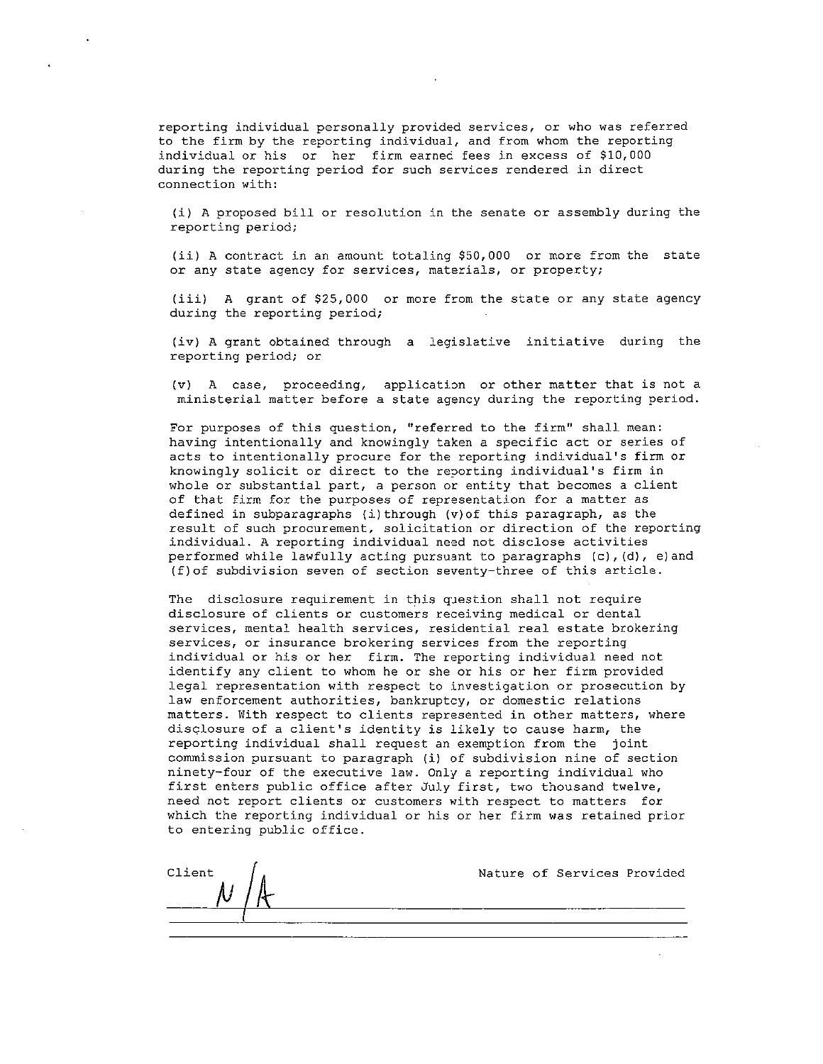reporting individual personally provided services, or who was referred to the firm by the reporting individual, and from whom the reporting individual or his or her firm earned fees in excess of $10,000 during the reporting period for such services rendered in direct connection with:

(i) A proposed bill or resolution in the senate or assembly during the reporting period;

(ii) A contract in an amount totaling $50,000 or more from the state or any state agency for services, materials, or property;

(iii) A grant of $25,000 or more from the state or any state agency during the reporting period;

(iv) A grant obtained through a legislative initiative during the reporting period; or

(v) A case, proceeding, application or other matter that is not a ministerial matter before a state agency during the reporting period.

For purposes of this question, "referred to the firm" shall mean: having intentionally and knowingly taken a specific act or series of acts to intentionally procure for the reporting individual's firm or knowingly solicit or direct to the reporting individual's firm in whole or substantial part, a person or entity that becomes a client of that firm for the purposes of representation for a matter as defined in subparagraphs (i) through (v) of this paragraph, as the result of such procurement, solicitation or direction of the reporting individual. A reporting individual need not disclose activities performed while lawfully acting pursuant to paragraphs (c), (d), e) and (f) of subdivision seven of section seventy-three of this article.

The disclosure requirement in this question shall not require disclosure of clients or customers receiving medical or dental services, mental health services, residential real estate brokering services, or insurance brokering services from the reporting individual or his or her firm. The reporting individual need not identify any client to whom he or she or his or her firm provided legal representation with respect to investigation or prosecution by law enforcement authorities, bankruptcy, or domestic relations matters. With respect to clients represented in other matters, where disclosure of a client's identity is likely to cause harm, the reporting individual shall request an exemption from the joint commission pursuant to paragraph (i) of subdivision nine of section ninety-four of the executive law. Only a reporting individual who first enters public office after July first, two thousand twelve, need not report clients or customers with respect to matters for which the reporting individual or his or her firm was retained prior to entering public office.

| Client | Nature of Services Provided |
|---|---|
| N/A | |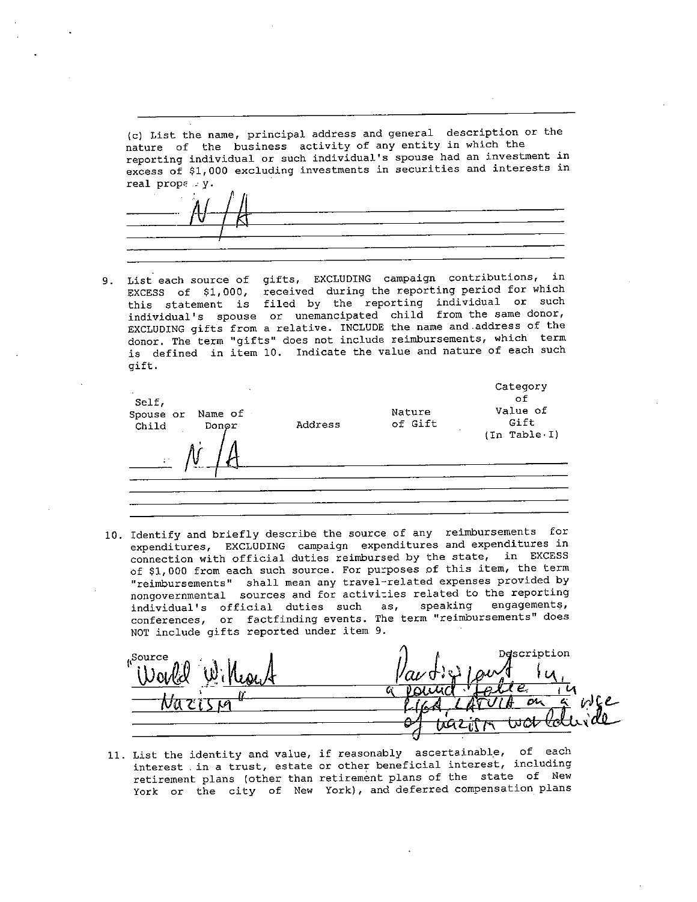(c) List the name, principal address and general description or the nature of the business activity of any entity in which the reporting individual or such individual's spouse had an investment in excess of $1,000 excluding investments in securities and interests in real property.

N/A

9. List each source of gifts, EXCLUDING campaign contributions, in EXCESS of $1,000, received during the reporting period for which this statement is filed by the reporting individual or such individual's spouse or unemancipated child from the same donor, EXCLUDING gifts from a relative. INCLUDE the name and address of the donor. The term "gifts" does not include reimbursements, which term is defined in item 10. Indicate the value and nature of each such gift.

| Self, Spouse or Child | Name of Donor | Address | Nature of Gift | Category of Value of Gift (In Table I) |
|---|---|---|---|---|
| | N/A | | | |

10. Identify and briefly describe the source of any reimbursements for expenditures, EXCLUDING campaign expenditures and expenditures in connection with official duties reimbursed by the state, in EXCESS of $1,000 from each such source. For purposes of this item, the term "reimbursements" shall mean any travel-related expenses provided by nongovernmental sources and for activities related to the reporting individual's official duties such as, speaking engagements, conferences, or factfinding events. The term "reimbursements" does NOT include gifts reported under item 9.

| Source | Description |
|---|---|
| "World Without Nazism" | Participant in a round table in Riga, Latvia on a rise of nazism worldwide |

11. List the identity and value, if reasonably ascertainable, of each interest in a trust, estate or other beneficial interest, including retirement plans (other than retirement plans of the state of New York or the city of New York), and deferred compensation plans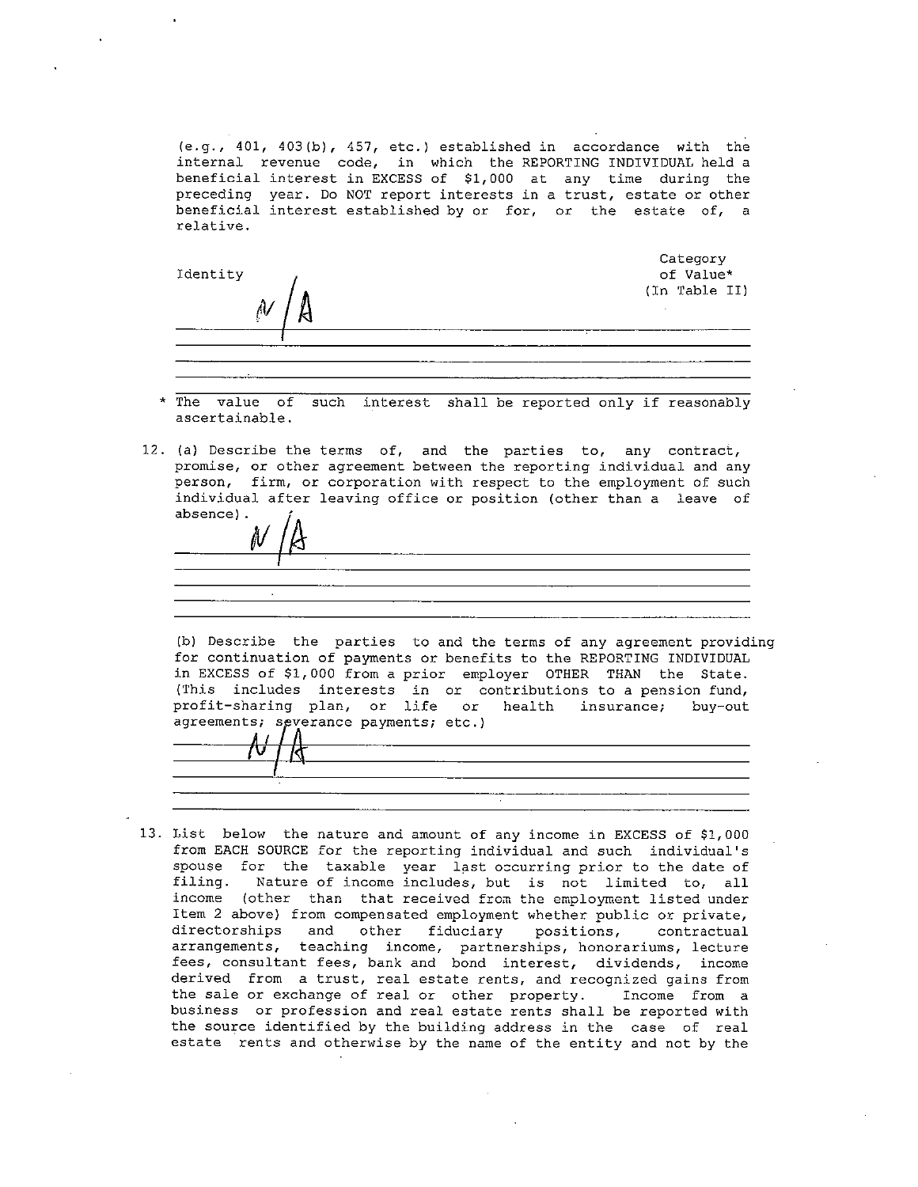(e.g., 401, 403(b), 457, etc.) established in accordance with the internal revenue code, in which the REPORTING INDIVIDUAL held a beneficial interest in EXCESS of $1,000 at any time during the preceding year. Do NOT report interests in a trust, estate or other beneficial interest established by or for, or the estate of, a relative.

| Identity | Category of Value* (In Table II) |
|---|---|
| N/A | |
| | |
| | |
| | |

\* The value of such interest shall be reported only if reasonably ascertainable.

12. (a) Describe the terms of, and the parties to, any contract, promise, or other agreement between the reporting individual and any person, firm, or corporation with respect to the employment of such individual after leaving office or position (other than a leave of absence).

N/A

(b) Describe the parties to and the terms of any agreement providing for continuation of payments or benefits to the REPORTING INDIVIDUAL in EXCESS of $1,000 from a prior employer OTHER THAN the State. (This includes interests in or contributions to a pension fund, profit-sharing plan, or life or health insurance; buy-out agreements; severance payments; etc.)

N/A

13. List below the nature and amount of any income in EXCESS of $1,000 from EACH SOURCE for the reporting individual and such individual's spouse for the taxable year last occurring prior to the date of filing. Nature of income includes, but is not limited to, all income (other than that received from the employment listed under Item 2 above) from compensated employment whether public or private, directorships and other fiduciary positions, contractual arrangements, teaching income, partnerships, honorariums, lecture fees, consultant fees, bank and bond interest, dividends, income derived from a trust, real estate rents, and recognized gains from the sale or exchange of real or other property. Income from a business or profession and real estate rents shall be reported with the source identified by the building address in the case of real estate rents and otherwise by the name of the entity and not by the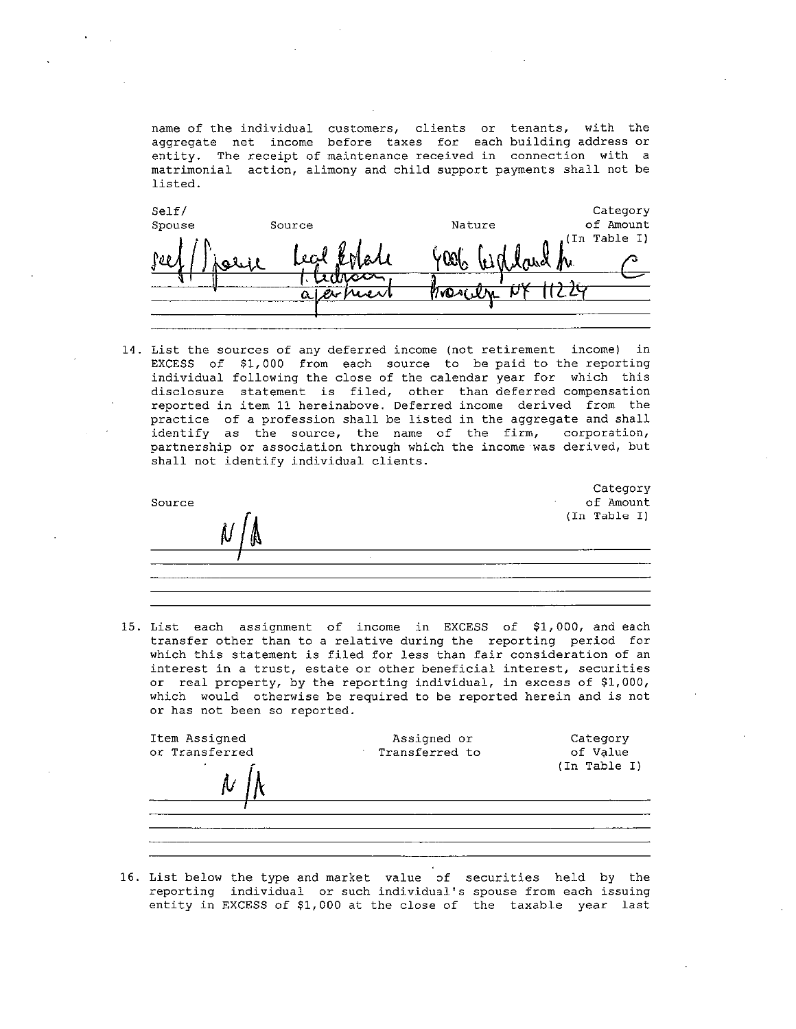name of the individual customers, clients or tenants, with the aggregate net income before taxes for each building address or entity. The receipt of maintenance received in connection with a matrimonial action, alimony and child support payments shall not be listed.

| Self/ Spouse | Source | Nature | Category of Amount (In Table I) |
|---|---|---|---|
| Self / Spouse | Real Estate 1 bedroom apartment | 4006 Highland Av. Brooklyn NY 11224 | C |

14. List the sources of any deferred income (not retirement income) in EXCESS of $1,000 from each source to be paid to the reporting individual following the close of the calendar year for which this disclosure statement is filed, other than deferred compensation reported in item 11 hereinabove. Deferred income derived from the practice of a profession shall be listed in the aggregate and shall identify as the source, the name of the firm, corporation, partnership or association through which the income was derived, but shall not identify individual clients.

| Source | Category of Amount (In Table I) |
|---|---|
| N/A | |

15. List each assignment of income in EXCESS of $1,000, and each transfer other than to a relative during the reporting period for which this statement is filed for less than fair consideration of an interest in a trust, estate or other beneficial interest, securities or real property, by the reporting individual, in excess of $1,000, which would otherwise be required to be reported herein and is not or has not been so reported.

| Item Assigned or Transferred | Assigned or Transferred to | Category of Value (In Table I) |
|---|---|---|
| N/A | | |

16. List below the type and market value of securities held by the reporting individual or such individual's spouse from each issuing entity in EXCESS of $1,000 at the close of the taxable year last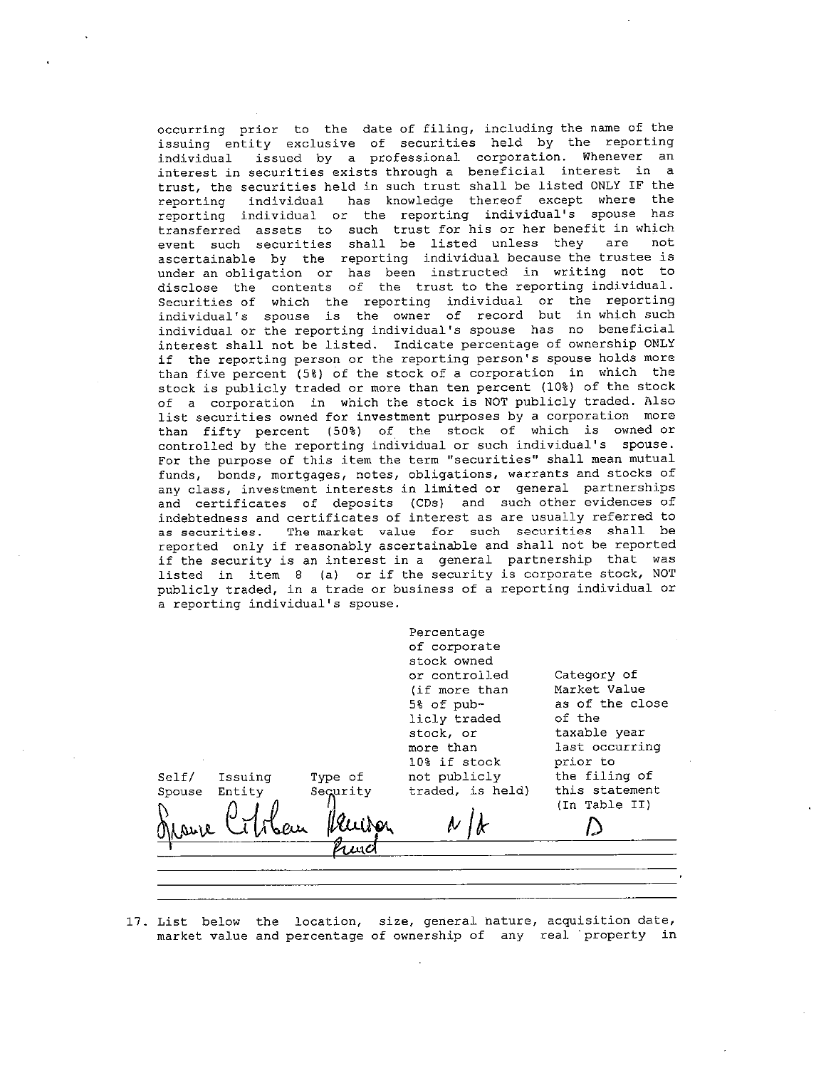occurring prior to the date of filing, including the name of the issuing entity exclusive of securities held by the reporting individual issued by a professional corporation. Whenever an interest in securities exists through a beneficial interest in a trust, the securities held in such trust shall be listed ONLY IF the reporting individual has knowledge thereof except where the reporting individual or the reporting individual's spouse has transferred assets to such trust for his or her benefit in which event such securities shall be listed unless they are not ascertainable by the reporting individual because the trustee is under an obligation or has been instructed in writing not to disclose the contents of the trust to the reporting individual. Securities of which the reporting individual or the reporting individual's spouse is the owner of record but in which such individual or the reporting individual's spouse has no beneficial interest shall not be listed. Indicate percentage of ownership ONLY if the reporting person or the reporting person's spouse holds more than five percent (5%) of the stock of a corporation in which the stock is publicly traded or more than ten percent (10%) of the stock of a corporation in which the stock is NOT publicly traded. Also list securities owned for investment purposes by a corporation more than fifty percent (50%) of the stock of which is owned or controlled by the reporting individual or such individual's spouse. For the purpose of this item the term "securities" shall mean mutual funds, bonds, mortgages, notes, obligations, warrants and stocks of any class, investment interests in limited or general partnerships and certificates of deposits (CDs) and such other evidences of indebtedness and certificates of interest as are usually referred to as securities. The market value for such securities shall be reported only if reasonably ascertainable and shall not be reported if the security is an interest in a general partnership that was listed in item 8 (a) or if the security is corporate stock, NOT publicly traded, in a trade or business of a reporting individual or a reporting individual's spouse.

| Self/ Spouse | Issuing Entity | Type of Security | Percentage of corporate stock owned or controlled (if more than 5% of publicly traded stock, or more than 10% if stock not publicly traded, is held) | Category of Market Value as of the close of the taxable year last occurring prior to the filing of this statement (In Table II) |
|---|---|---|---|---|
| Spouse | Citibank | Pension Fund | N/A | D |
| | | | | |
| | | | | |

17. List below the location, size, general nature, acquisition date, market value and percentage of ownership of any real property in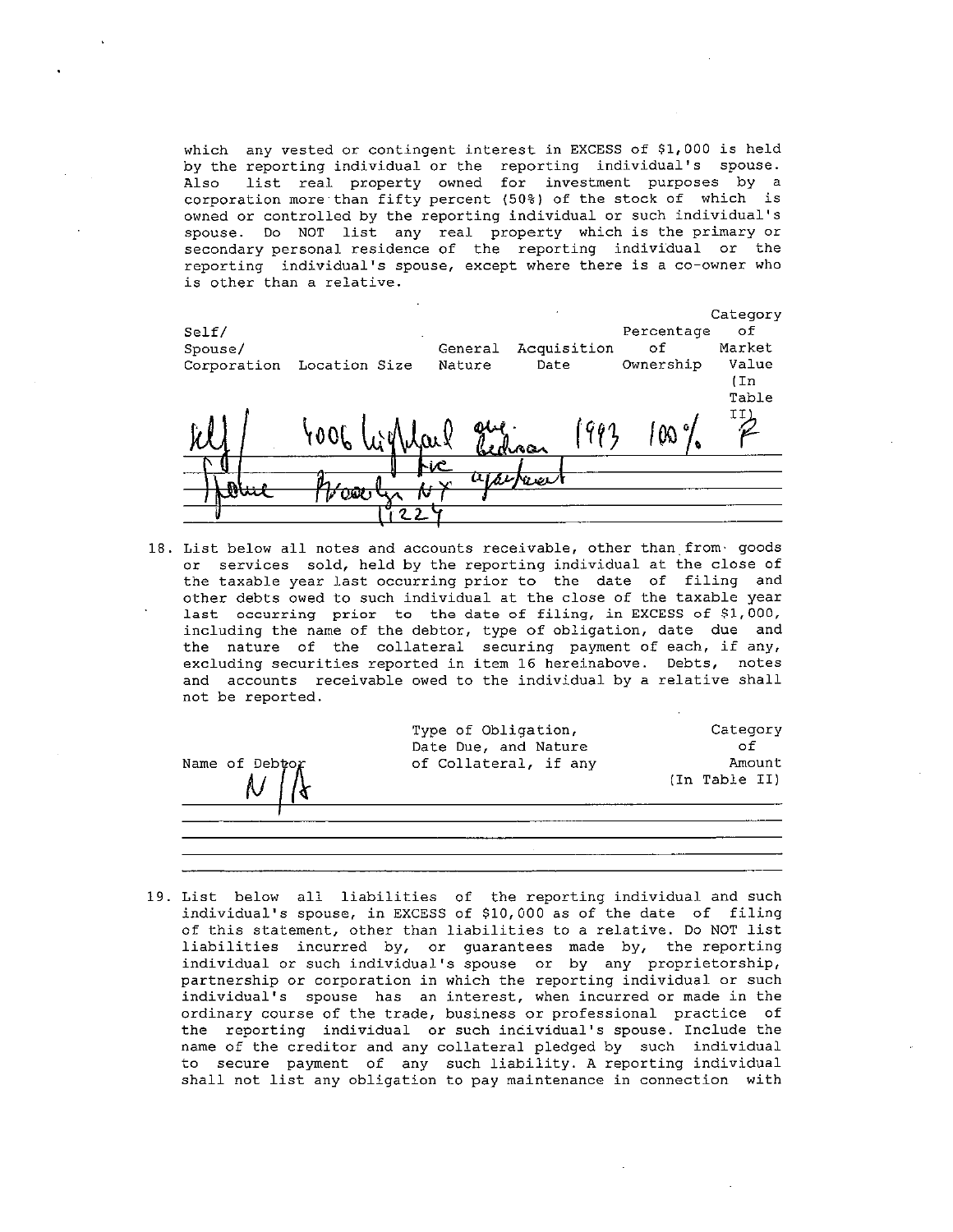which any vested or contingent interest in EXCESS of $1,000 is held by the reporting individual or the reporting individual's spouse. Also list real property owned for investment purposes by a corporation more than fifty percent (50%) of the stock of which is owned or controlled by the reporting individual or such individual's spouse. Do NOT list any real property which is the primary or secondary personal residence of the reporting individual or the reporting individual's spouse, except where there is a co-owner who is other than a relative.

| Self/ Spouse/ Corporation | Location | Size | General Nature | Acquisition Date | Percentage of Ownership | Category of Market Value (In Table II) |
|---|---|---|---|---|---|---|
| Self / Spouse | 4006 Highland Ave. Brooklyn NY 11224 | | one-bedroom Lic apartment | 1993 | 100% | F |

18. List below all notes and accounts receivable, other than from goods or services sold, held by the reporting individual at the close of the taxable year last occurring prior to the date of filing and other debts owed to such individual at the close of the taxable year last occurring prior to the date of filing, in EXCESS of $1,000, including the name of the debtor, type of obligation, date due and the nature of the collateral securing payment of each, if any, excluding securities reported in item 16 hereinabove. Debts, notes and accounts receivable owed to the individual by a relative shall not be reported.

| Name of Debtor | Type of Obligation, Date Due, and Nature of Collateral, if any | Category of Amount (In Table II) |
|---|---|---|
| N/A | | |

19. List below all liabilities of the reporting individual and such individual's spouse, in EXCESS of $10,000 as of the date of filing of this statement, other than liabilities to a relative. Do NOT list liabilities incurred by, or guarantees made by, the reporting individual or such individual's spouse or by any proprietorship, partnership or corporation in which the reporting individual or such individual's spouse has an interest, when incurred or made in the ordinary course of the trade, business or professional practice of the reporting individual or such individual's spouse. Include the name of the creditor and any collateral pledged by such individual to secure payment of any such liability. A reporting individual shall not list any obligation to pay maintenance in connection with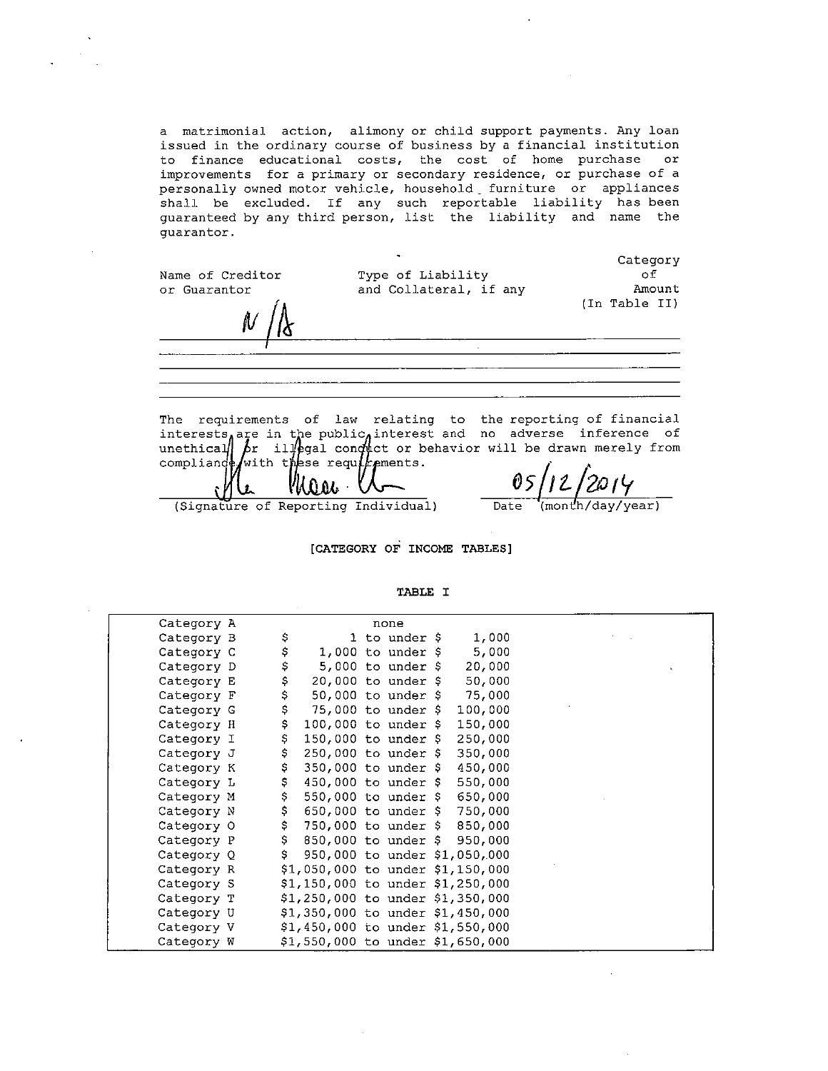a matrimonial action, alimony or child support payments. Any loan issued in the ordinary course of business by a financial institution to finance educational costs, the cost of home purchase or improvements for a primary or secondary residence, or purchase of a personally owned motor vehicle, household furniture or appliances shall be excluded. If any such reportable liability has been guaranteed by any third person, list the liability and name the guarantor.

| Name of Creditor or Guarantor | Type of Liability and Collateral, if any | Category of Amount (In Table II) |
|---|---|---|
| N/A | | |
| | | |
| | | |
| | | |

The requirements of law relating to the reporting of financial interests are in the public interest and no adverse inference of unethical or illegal conduct or behavior will be drawn merely from compliance with these requirements.

(Signature of Reporting Individual) &nbsp;&nbsp;&nbsp; Date (month/day/year) 05/12/2014

**[CATEGORY OF INCOME TABLES]**

**TABLE I**

| Category | Amount |
|---|---|
| Category A | none |
| Category B | $ 1 to under $ 1,000 |
| Category C | $ 1,000 to under $ 5,000 |
| Category D | $ 5,000 to under $ 20,000 |
| Category E | $ 20,000 to under $ 50,000 |
| Category F | $ 50,000 to under $ 75,000 |
| Category G | $ 75,000 to under $ 100,000 |
| Category H | $ 100,000 to under $ 150,000 |
| Category I | $ 150,000 to under $ 250,000 |
| Category J | $ 250,000 to under $ 350,000 |
| Category K | $ 350,000 to under $ 450,000 |
| Category L | $ 450,000 to under $ 550,000 |
| Category M | $ 550,000 to under $ 650,000 |
| Category N | $ 650,000 to under $ 750,000 |
| Category O | $ 750,000 to under $ 850,000 |
| Category P | $ 850,000 to under $ 950,000 |
| Category Q | $ 950,000 to under $1,050,000 |
| Category R | $1,050,000 to under $1,150,000 |
| Category S | $1,150,000 to under $1,250,000 |
| Category T | $1,250,000 to under $1,350,000 |
| Category U | $1,350,000 to under $1,450,000 |
| Category V | $1,450,000 to under $1,550,000 |
| Category W | $1,550,000 to under $1,650,000 |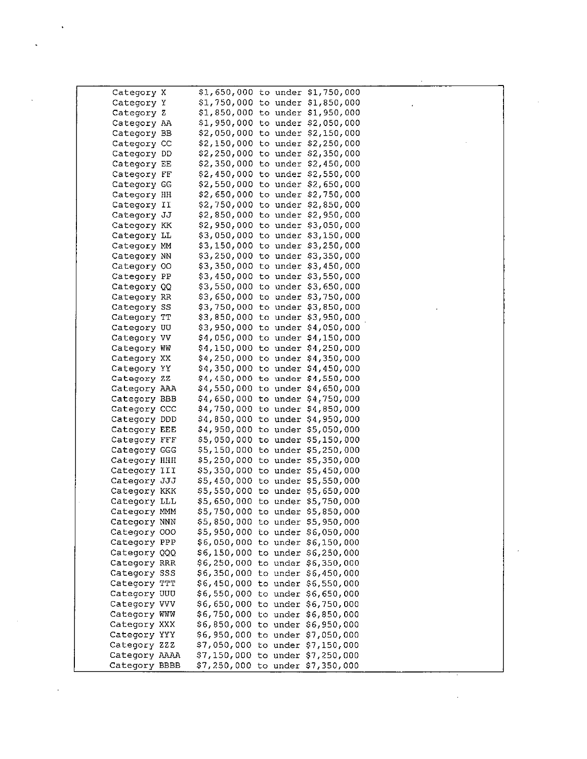| | |
|---|---|
| Category X | $1,650,000 to under $1,750,000 |
| Category Y | $1,750,000 to under $1,850,000 |
| Category Z | $1,850,000 to under $1,950,000 |
| Category AA | $1,950,000 to under $2,050,000 |
| Category BB | $2,050,000 to under $2,150,000 |
| Category CC | $2,150,000 to under $2,250,000 |
| Category DD | $2,250,000 to under $2,350,000 |
| Category EE | $2,350,000 to under $2,450,000 |
| Category FF | $2,450,000 to under $2,550,000 |
| Category GG | $2,550,000 to under $2,650,000 |
| Category HH | $2,650,000 to under $2,750,000 |
| Category II | $2,750,000 to under $2,850,000 |
| Category JJ | $2,850,000 to under $2,950,000 |
| Category KK | $2,950,000 to under $3,050,000 |
| Category LL | $3,050,000 to under $3,150,000 |
| Category MM | $3,150,000 to under $3,250,000 |
| Category NN | $3,250,000 to under $3,350,000 |
| Category OO | $3,350,000 to under $3,450,000 |
| Category PP | $3,450,000 to under $3,550,000 |
| Category QQ | $3,550,000 to under $3,650,000 |
| Category RR | $3,650,000 to under $3,750,000 |
| Category SS | $3,750,000 to under $3,850,000 |
| Category TT | $3,850,000 to under $3,950,000 |
| Category UU | $3,950,000 to under $4,050,000 |
| Category VV | $4,050,000 to under $4,150,000 |
| Category WW | $4,150,000 to under $4,250,000 |
| Category XX | $4,250,000 to under $4,350,000 |
| Category YY | $4,350,000 to under $4,450,000 |
| Category ZZ | $4,450,000 to under $4,550,000 |
| Category AAA | $4,550,000 to under $4,650,000 |
| Category BBB | $4,650,000 to under $4,750,000 |
| Category CCC | $4,750,000 to under $4,850,000 |
| Category DDD | $4,850,000 to under $4,950,000 |
| Category EEE | $4,950,000 to under $5,050,000 |
| Category FFF | $5,050,000 to under $5,150,000 |
| Category GGG | $5,150,000 to under $5,250,000 |
| Category HHH | $5,250,000 to under $5,350,000 |
| Category III | $5,350,000 to under $5,450,000 |
| Category JJJ | $5,450,000 to under $5,550,000 |
| Category KKK | $5,550,000 to under $5,650,000 |
| Category LLL | $5,650,000 to under $5,750,000 |
| Category MMM | $5,750,000 to under $5,850,000 |
| Category NNN | $5,850,000 to under $5,950,000 |
| Category OOO | $5,950,000 to under $6,050,000 |
| Category PPP | $6,050,000 to under $6,150,000 |
| Category QQQ | $6,150,000 to under $6,250,000 |
| Category RRR | $6,250,000 to under $6,350,000 |
| Category SSS | $6,350,000 to under $6,450,000 |
| Category TTT | $6,450,000 to under $6,550,000 |
| Category UUU | $6,550,000 to under $6,650,000 |
| Category VVV | $6,650,000 to under $6,750,000 |
| Category WWW | $6,750,000 to under $6,850,000 |
| Category XXX | $6,850,000 to under $6,950,000 |
| Category YYY | $6,950,000 to under $7,050,000 |
| Category ZZZ | $7,050,000 to under $7,150,000 |
| Category AAAA | $7,150,000 to under $7,250,000 |
| Category BBBB | $7,250,000 to under $7,350,000 |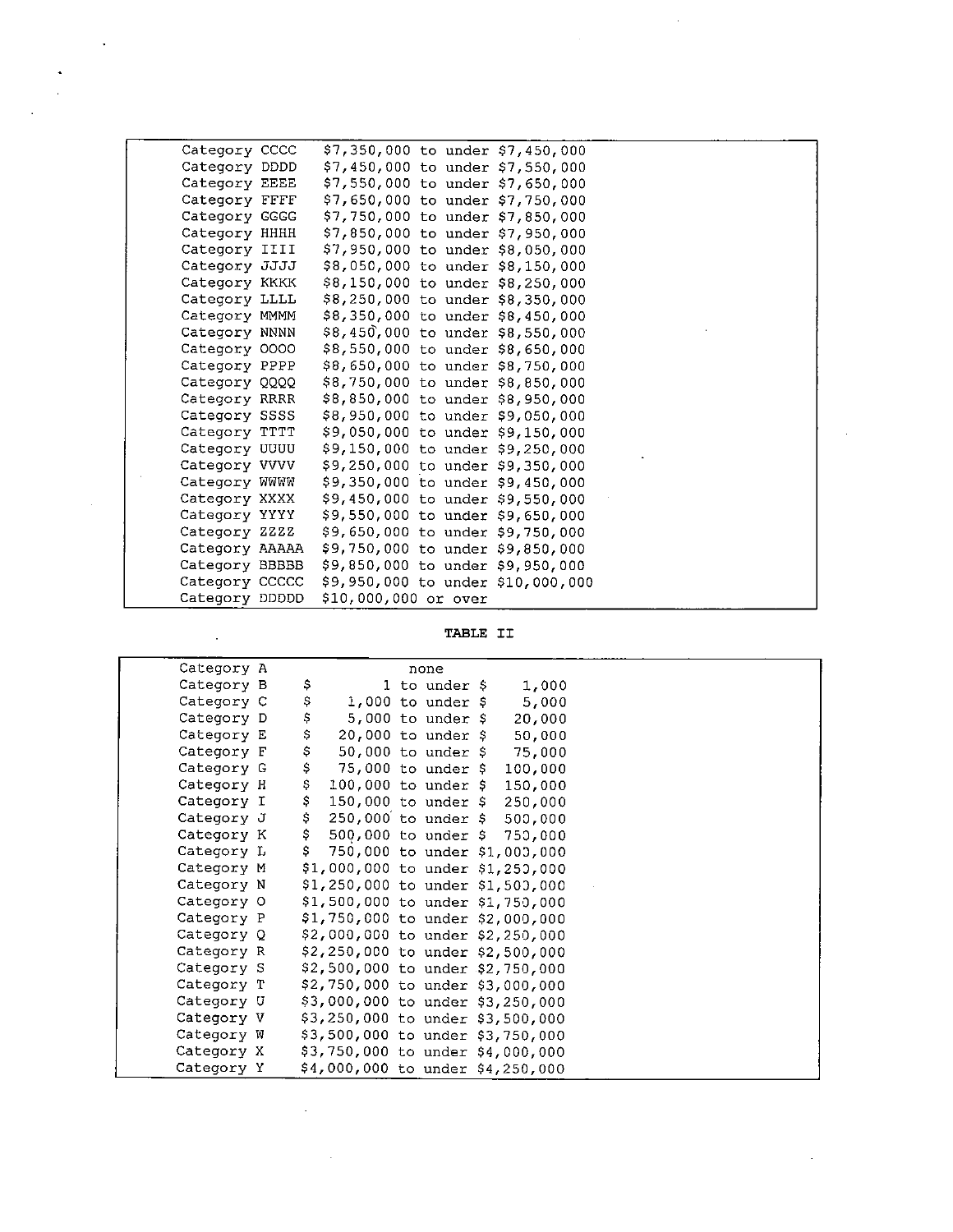| | |
|---|---|
| Category CCCC | $7,350,000 to under $7,450,000 |
| Category DDDD | $7,450,000 to under $7,550,000 |
| Category EEEE | $7,550,000 to under $7,650,000 |
| Category FFFF | $7,650,000 to under $7,750,000 |
| Category GGGG | $7,750,000 to under $7,850,000 |
| Category HHHH | $7,850,000 to under $7,950,000 |
| Category IIII | $7,950,000 to under $8,050,000 |
| Category JJJJ | $8,050,000 to under $8,150,000 |
| Category KKKK | $8,150,000 to under $8,250,000 |
| Category LLLL | $8,250,000 to under $8,350,000 |
| Category MMMM | $8,350,000 to under $8,450,000 |
| Category NNNN | $8,450,000 to under $8,550,000 |
| Category OOOO | $8,550,000 to under $8,650,000 |
| Category PPPP | $8,650,000 to under $8,750,000 |
| Category QQQQ | $8,750,000 to under $8,850,000 |
| Category RRRR | $8,850,000 to under $8,950,000 |
| Category SSSS | $8,950,000 to under $9,050,000 |
| Category TTTT | $9,050,000 to under $9,150,000 |
| Category UUUU | $9,150,000 to under $9,250,000 |
| Category VVVV | $9,250,000 to under $9,350,000 |
| Category WWWW | $9,350,000 to under $9,450,000 |
| Category XXXX | $9,450,000 to under $9,550,000 |
| Category YYYY | $9,550,000 to under $9,650,000 |
| Category ZZZZ | $9,650,000 to under $9,750,000 |
| Category AAAAA | $9,750,000 to under $9,850,000 |
| Category BBBBB | $9,850,000 to under $9,950,000 |
| Category CCCCC | $9,950,000 to under $10,000,000 |
| Category DDDDD | $10,000,000 or over |

**TABLE II**

| | |
|---|---|
| Category A | none |
| Category B | $ 1 to under $ 1,000 |
| Category C | $ 1,000 to under $ 5,000 |
| Category D | $ 5,000 to under $ 20,000 |
| Category E | $ 20,000 to under $ 50,000 |
| Category F | $ 50,000 to under $ 75,000 |
| Category G | $ 75,000 to under $ 100,000 |
| Category H | $ 100,000 to under $ 150,000 |
| Category I | $ 150,000 to under $ 250,000 |
| Category J | $ 250,000 to under $ 500,000 |
| Category K | $ 500,000 to under $ 750,000 |
| Category L | $ 750,000 to under $1,000,000 |
| Category M | $1,000,000 to under $1,250,000 |
| Category N | $1,250,000 to under $1,500,000 |
| Category O | $1,500,000 to under $1,750,000 |
| Category P | $1,750,000 to under $2,000,000 |
| Category Q | $2,000,000 to under $2,250,000 |
| Category R | $2,250,000 to under $2,500,000 |
| Category S | $2,500,000 to under $2,750,000 |
| Category T | $2,750,000 to under $3,000,000 |
| Category U | $3,000,000 to under $3,250,000 |
| Category V | $3,250,000 to under $3,500,000 |
| Category W | $3,500,000 to under $3,750,000 |
| Category X | $3,750,000 to under $4,000,000 |
| Category Y | $4,000,000 to under $4,250,000 |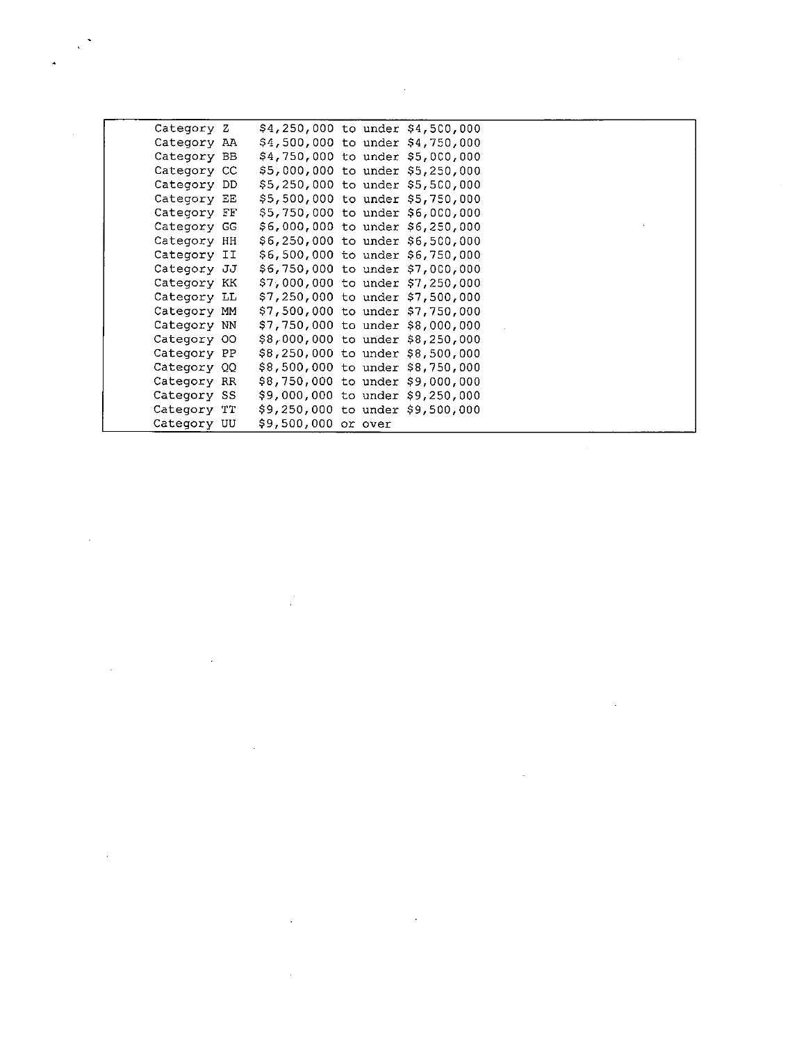| | |
|---|---|
| Category Z | $4,250,000 to under $4,500,000 |
| Category AA | $4,500,000 to under $4,750,000 |
| Category BB | $4,750,000 to under $5,000,000 |
| Category CC | $5,000,000 to under $5,250,000 |
| Category DD | $5,250,000 to under $5,500,000 |
| Category EE | $5,500,000 to under $5,750,000 |
| Category FF | $5,750,000 to under $6,000,000 |
| Category GG | $6,000,000 to under $6,250,000 |
| Category HH | $6,250,000 to under $6,500,000 |
| Category II | $6,500,000 to under $6,750,000 |
| Category JJ | $6,750,000 to under $7,000,000 |
| Category KK | $7,000,000 to under $7,250,000 |
| Category LL | $7,250,000 to under $7,500,000 |
| Category MM | $7,500,000 to under $7,750,000 |
| Category NN | $7,750,000 to under $8,000,000 |
| Category OO | $8,000,000 to under $8,250,000 |
| Category PP | $8,250,000 to under $8,500,000 |
| Category QQ | $8,500,000 to under $8,750,000 |
| Category RR | $8,750,000 to under $9,000,000 |
| Category SS | $9,000,000 to under $9,250,000 |
| Category TT | $9,250,000 to under $9,500,000 |
| Category UU | $9,500,000 or over |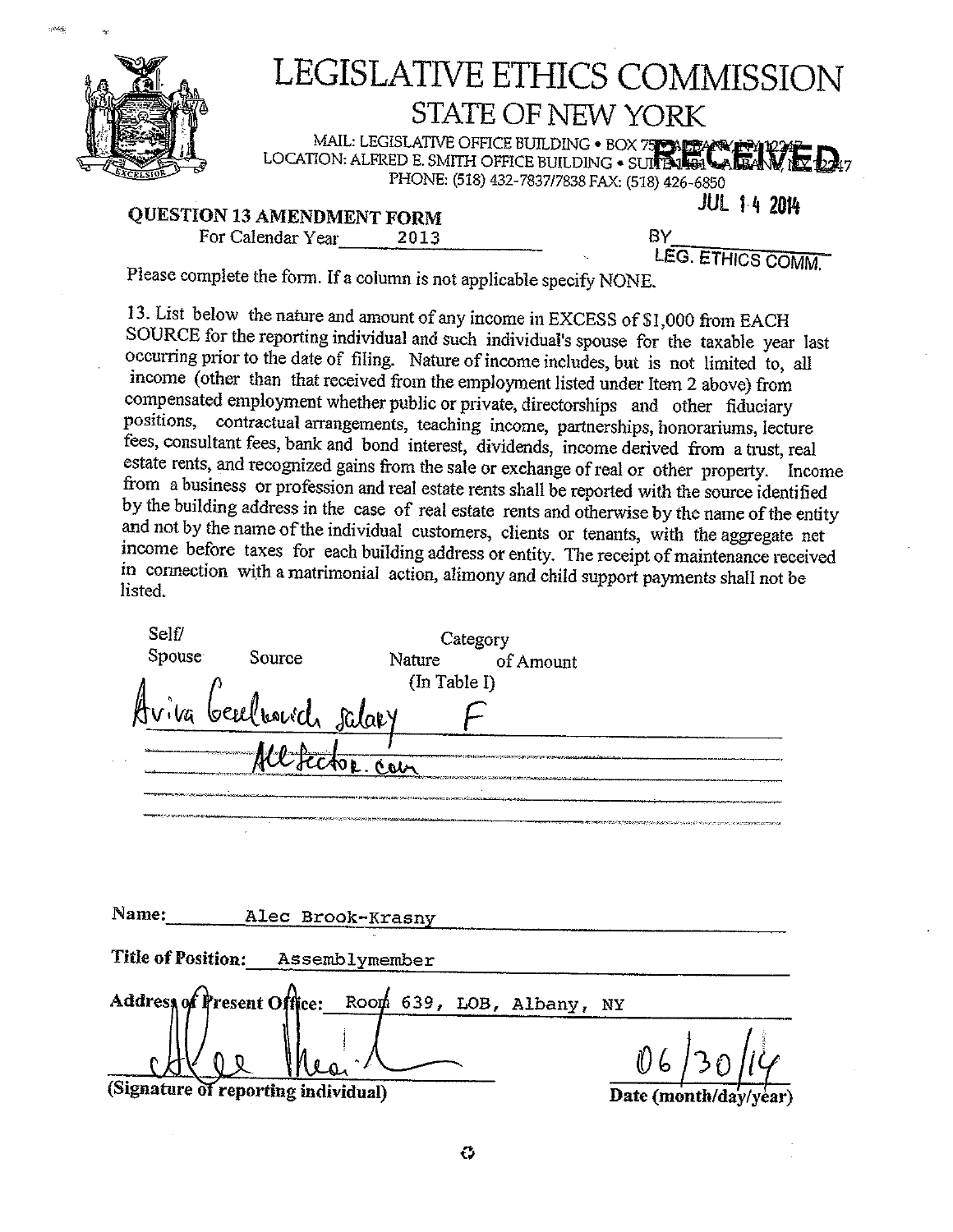# LEGISLATIVE ETHICS COMMISSION

## STATE OF NEW YORK

MAIL: LEGISLATIVE OFFICE BUILDING • BOX 75 ALBANY, NY 12247
LOCATION: ALFRED E. SMITH OFFICE BUILDING • SUITE 1401 ALBANY, NY 12247
PHONE: (518) 432-7837/7838 FAX: (518) 426-6850

RECEIVED
JUL 14 2014
BY ____
LEG. ETHICS COMM.

**QUESTION 13 AMENDMENT FORM**

For Calendar Year 2013

Please complete the form. If a column is not applicable specify NONE.

13. List below the nature and amount of any income in EXCESS of $1,000 from EACH SOURCE for the reporting individual and such individual's spouse for the taxable year last occurring prior to the date of filing. Nature of income includes, but is not limited to, all income (other than that received from the employment listed under Item 2 above) from compensated employment whether public or private, directorships and other fiduciary positions, contractual arrangements, teaching income, partnerships, honorariums, lecture fees, consultant fees, bank and bond interest, dividends, income derived from a trust, real estate rents, and recognized gains from the sale or exchange of real or other property. Income from a business or profession and real estate rents shall be reported with the source identified by the building address in the case of real estate rents and otherwise by the name of the entity and not by the name of the individual customers, clients or tenants, with the aggregate net income before taxes for each building address or entity. The receipt of maintenance received in connection with a matrimonial action, alimony and child support payments shall not be listed.

| Self/ Spouse | Source | Nature | Category of Amount (In Table I) |
|---|---|---|---|
| Aviva Gerelovich | AllSector.com | salary | F |

Name: Alec Brook-Krasny

Title of Position: Assemblymember

Address of Present Office: Room 639, LOB, Albany, NY

(Signature of reporting individual)

Date (month/day/year): 06/30/14